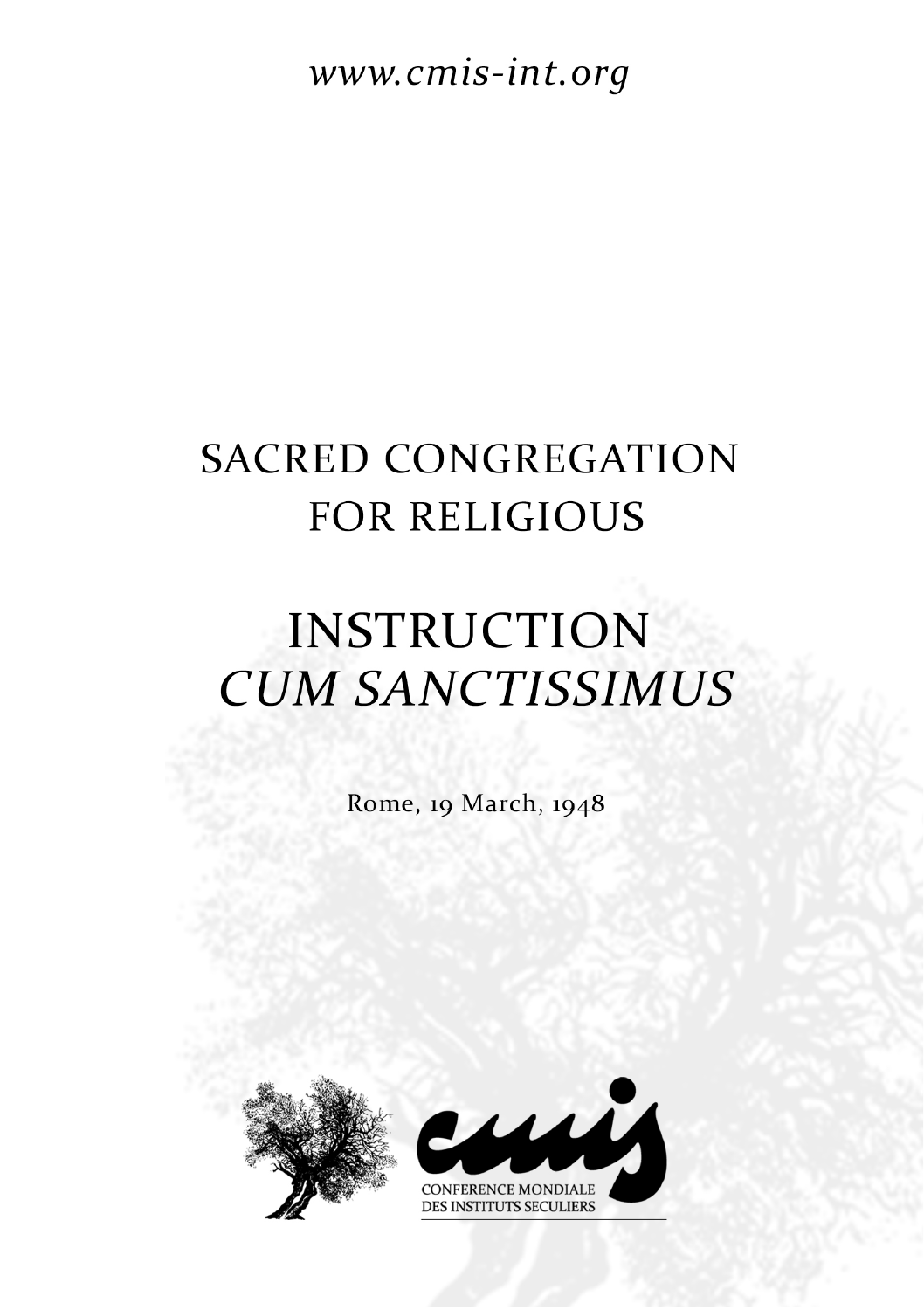www.cmis-int.org

# SACRED CONGREGATION FOR RELIGIOUS

# INSTRUCTION *CUM SANCTISSIMUS*

Rome, 19 March, 1948

CONFERENCE MONDIALE DES INSTITUTS SECULIERS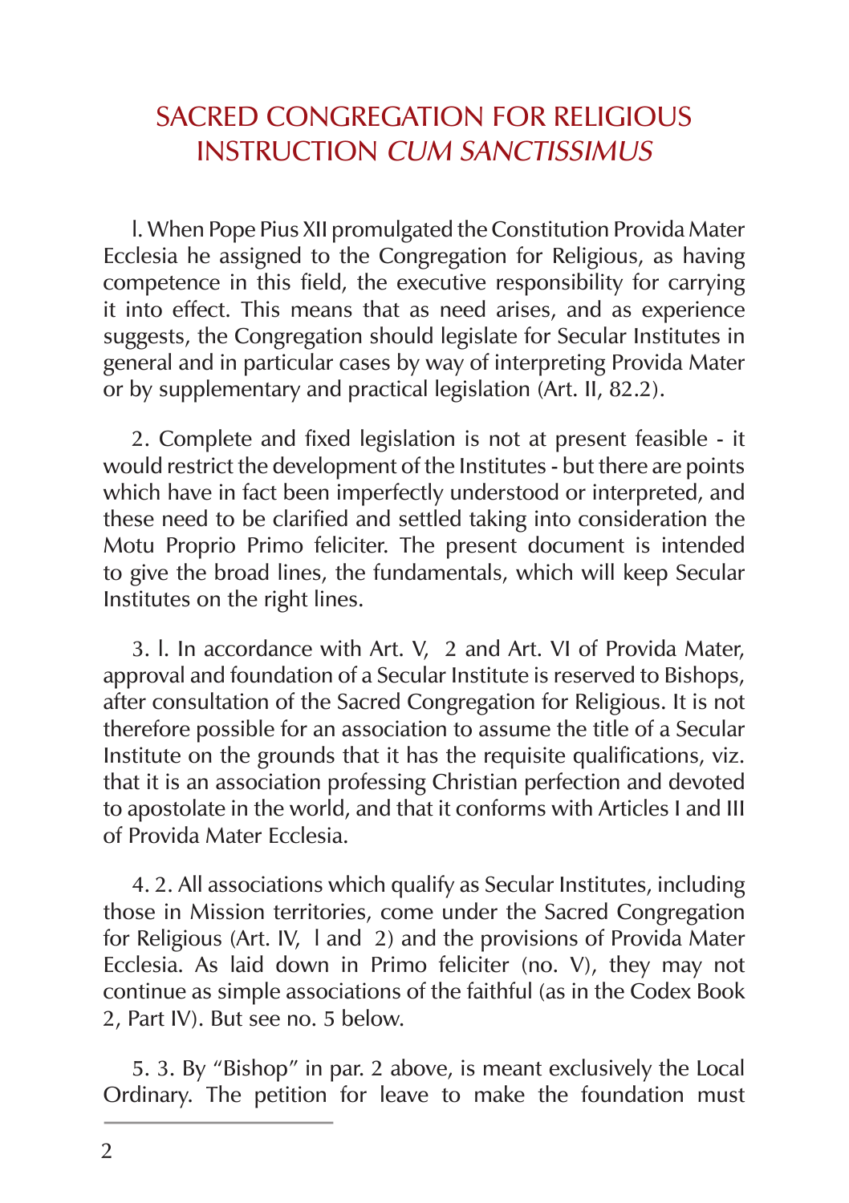# SACRED CONGREGATION FOR RELIGIOUS INSTRUCTION *CUM SANCTISSIMUS*

l. When Pope Pius XII promulgated the Constitution Provida Mater Ecclesia he assigned to the Congregation for Religious, as having competence in this field, the executive responsibility for carrying it into effect. This means that as need arises, and as experience suggests, the Congregation should legislate for Secular Institutes in general and in particular cases by way of interpreting Provida Mater or by supplementary and practical legislation (Art. II, 82.2).

2. Complete and fixed legislation is not at present feasible - it would restrict the development of the Institutes - but there are points which have in fact been imperfectly understood or interpreted, and these need to be clarified and settled taking into consideration the Motu Proprio Primo feliciter. The present document is intended to give the broad lines, the fundamentals, which will keep Secular Institutes on the right lines.

3. l. In accordance with Art. V, 2 and Art. VI of Provida Mater, approval and foundation of a Secular Institute is reserved to Bishops, after consultation of the Sacred Congregation for Religious. It is not therefore possible for an association to assume the title of a Secular Institute on the grounds that it has the requisite qualifications, viz. that it is an association professing Christian perfection and devoted to apostolate in the world, and that it conforms with Articles I and III of Provida Mater Ecclesia.

4. 2. All associations which qualify as Secular Institutes, including those in Mission territories, come under the Sacred Congregation for Religious (Art. IV, l and 2) and the provisions of Provida Mater Ecclesia. As laid down in Primo feliciter (no. V), they may not continue as simple associations of the faithful (as in the Codex Book 2, Part IV). But see no. 5 below.

5. 3. By "Bishop" in par. 2 above, is meant exclusively the Local Ordinary. The petition for leave to make the foundation must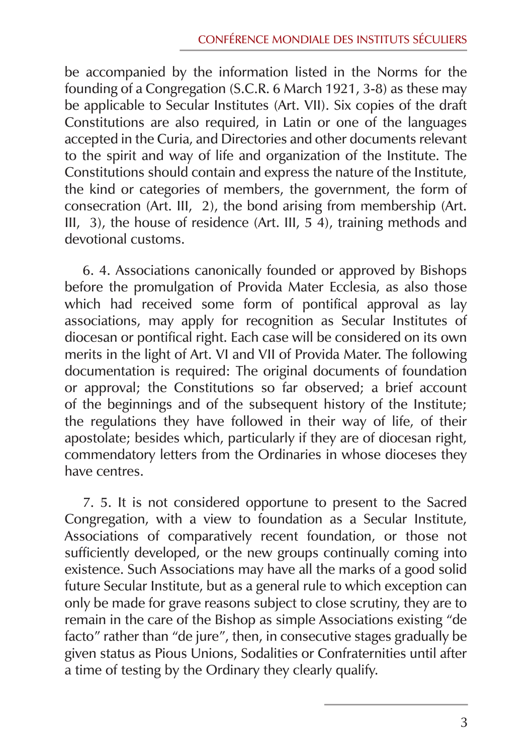be accompanied by the information listed in the Norms for the founding of a Congregation (S.C.R. 6 March 1921, 3-8) as these may be applicable to Secular Institutes (Art. VII). Six copies of the draft Constitutions are also required, in Latin or one of the languages accepted in the Curia, and Directories and other documents relevant to the spirit and way of life and organization of the Institute. The Constitutions should contain and express the nature of the Institute, the kind or categories of members, the government, the form of consecration (Art. III,  2), the bond arising from membership (Art. III,  3), the house of residence (Art. III, 5 4), training methods and devotional customs.

6. 4. Associations canonically founded or approved by Bishops before the promulgation of Provida Mater Ecclesia, as also those which had received some form of pontifical approval as lay associations, may apply for recognition as Secular Institutes of diocesan or pontifical right. Each case will be considered on its own merits in the light of Art. VI and VII of Provida Mater. The following documentation is required: The original documents of foundation or approval; the Constitutions so far observed; a brief account of the beginnings and of the subsequent history of the Institute; the regulations they have followed in their way of life, of their apostolate; besides which, particularly if they are of diocesan right, commendatory letters from the Ordinaries in whose dioceses they have centres.

7. 5. It is not considered opportune to present to the Sacred Congregation, with a view to foundation as a Secular Institute, Associations of comparatively recent foundation, or those not sufficiently developed, or the new groups continually coming into existence. Such Associations may have all the marks of a good solid future Secular Institute, but as a general rule to which exception can only be made for grave reasons subject to close scrutiny, they are to remain in the care of the Bishop as simple Associations existing "de facto" rather than "de jure", then, in consecutive stages gradually be given status as Pious Unions, Sodalities or Confraternities until after a time of testing by the Ordinary they clearly qualify.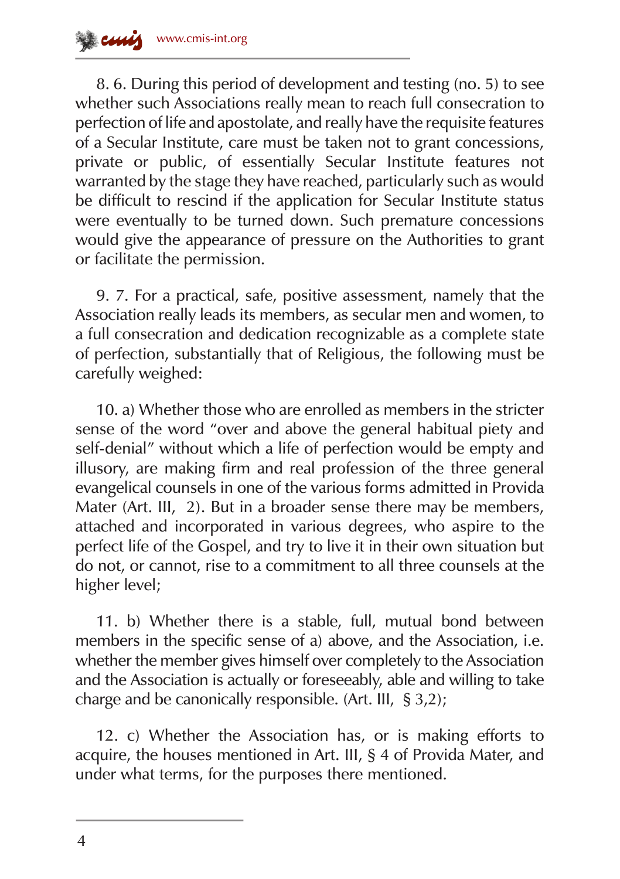8. 6. During this period of development and testing (no. 5) to see whether such Associations really mean to reach full consecration to perfection of life and apostolate, and really have the requisite features of a Secular Institute, care must be taken not to grant concessions, private or public, of essentially Secular Institute features not warranted by the stage they have reached, particularly such as would be difficult to rescind if the application for Secular Institute status were eventually to be turned down. Such premature concessions would give the appearance of pressure on the Authorities to grant or facilitate the permission.

9. 7. For a practical, safe, positive assessment, namely that the Association really leads its members, as secular men and women, to a full consecration and dedication recognizable as a complete state of perfection, substantially that of Religious, the following must be carefully weighed:

10. a) Whether those who are enrolled as members in the stricter sense of the word "over and above the general habitual piety and self-denial" without which a life of perfection would be empty and illusory, are making firm and real profession of the three general evangelical counsels in one of the various forms admitted in Provida Mater (Art. III, 2). But in a broader sense there may be members, attached and incorporated in various degrees, who aspire to the perfect life of the Gospel, and try to live it in their own situation but do not, or cannot, rise to a commitment to all three counsels at the higher level;

11. b) Whether there is a stable, full, mutual bond between members in the specific sense of a) above, and the Association, i.e. whether the member gives himself over completely to the Association and the Association is actually or foreseeably, able and willing to take charge and be canonically responsible. (Art. III, § 3,2);

12. c) Whether the Association has, or is making efforts to acquire, the houses mentioned in Art. III, § 4 of Provida Mater, and under what terms, for the purposes there mentioned.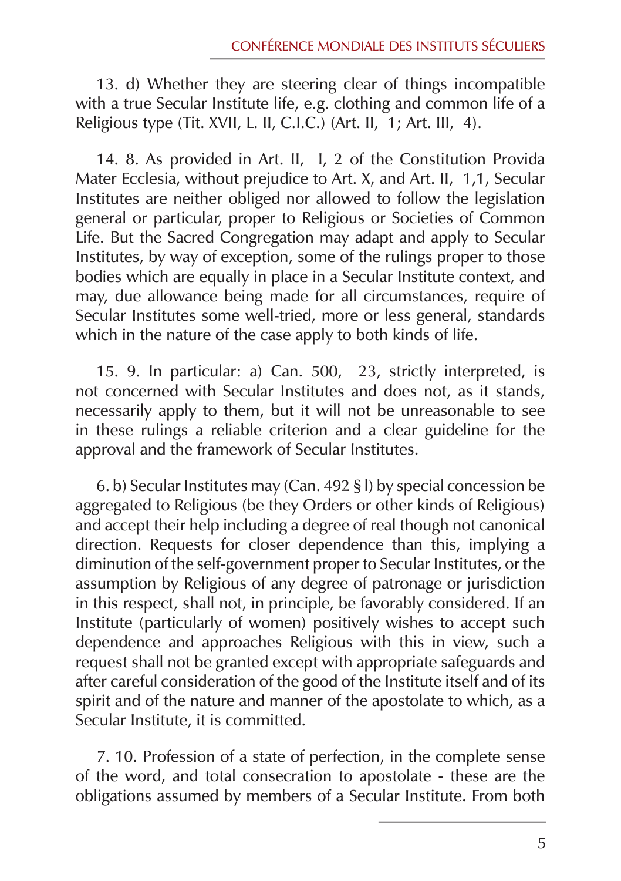13. d) Whether they are steering clear of things incompatible with a true Secular Institute life, e.g. clothing and common life of a Religious type (Tit. XVII, L. II, C.I.C.) (Art. II, 1; Art. III, 4).

14. 8. As provided in Art. II, I, 2 of the Constitution Provida Mater Ecclesia, without prejudice to Art. X, and Art. II, 1,1, Secular Institutes are neither obliged nor allowed to follow the legislation general or particular, proper to Religious or Societies of Common Life. But the Sacred Congregation may adapt and apply to Secular Institutes, by way of exception, some of the rulings proper to those bodies which are equally in place in a Secular Institute context, and may, due allowance being made for all circumstances, require of Secular Institutes some well-tried, more or less general, standards which in the nature of the case apply to both kinds of life.

15. 9. In particular: a) Can. 500, 23, strictly interpreted, is not concerned with Secular Institutes and does not, as it stands, necessarily apply to them, but it will not be unreasonable to see in these rulings a reliable criterion and a clear guideline for the approval and the framework of Secular Institutes.

6. b) Secular Institutes may (Can. 492 § l) by special concession be aggregated to Religious (be they Orders or other kinds of Religious) and accept their help including a degree of real though not canonical direction. Requests for closer dependence than this, implying a diminution of the self-government proper to Secular Institutes, or the assumption by Religious of any degree of patronage or jurisdiction in this respect, shall not, in principle, be favorably considered. If an Institute (particularly of women) positively wishes to accept such dependence and approaches Religious with this in view, such a request shall not be granted except with appropriate safeguards and after careful consideration of the good of the Institute itself and of its spirit and of the nature and manner of the apostolate to which, as a Secular Institute, it is committed.

7. 10. Profession of a state of perfection, in the complete sense of the word, and total consecration to apostolate - these are the obligations assumed by members of a Secular Institute. From both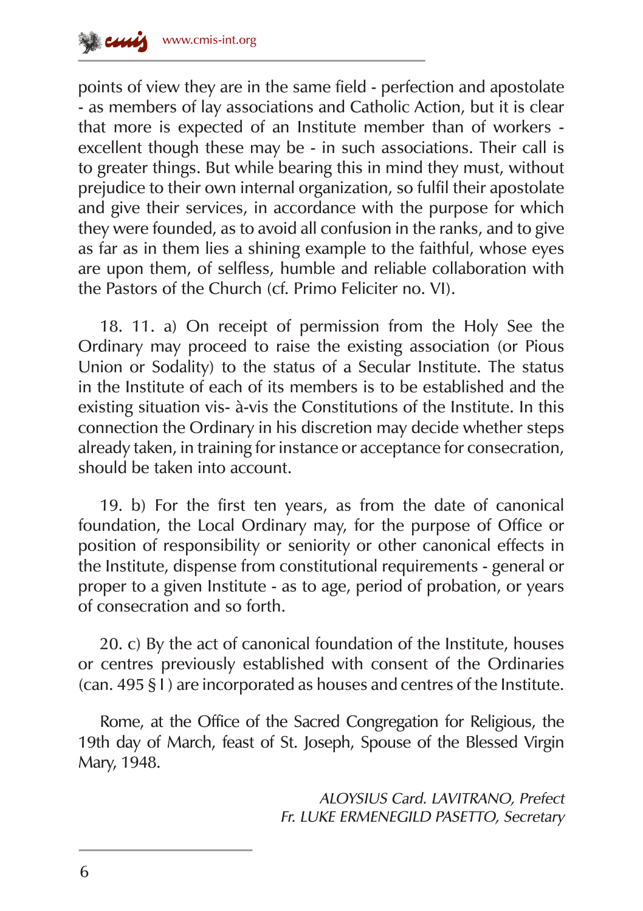points of view they are in the same field - perfection and apostolate - as members of lay associations and Catholic Action, but it is clear that more is expected of an Institute member than of workers - excellent though these may be - in such associations. Their call is to greater things. But while bearing this in mind they must, without prejudice to their own internal organization, so fulfil their apostolate and give their services, in accordance with the purpose for which they were founded, as to avoid all confusion in the ranks, and to give as far as in them lies a shining example to the faithful, whose eyes are upon them, of selfless, humble and reliable collaboration with the Pastors of the Church (cf. Primo Feliciter no. VI).

18. 11. a) On receipt of permission from the Holy See the Ordinary may proceed to raise the existing association (or Pious Union or Sodality) to the status of a Secular Institute. The status in the Institute of each of its members is to be established and the existing situation vis- à-vis the Constitutions of the Institute. In this connection the Ordinary in his discretion may decide whether steps already taken, in training for instance or acceptance for consecration, should be taken into account.

19. b) For the first ten years, as from the date of canonical foundation, the Local Ordinary may, for the purpose of Office or position of responsibility or seniority or other canonical effects in the Institute, dispense from constitutional requirements - general or proper to a given Institute - as to age, period of probation, or years of consecration and so forth.

20. c) By the act of canonical foundation of the Institute, houses or centres previously established with consent of the Ordinaries (can. 495 § I ) are incorporated as houses and centres of the Institute.

Rome, at the Office of the Sacred Congregation for Religious, the 19th day of March, feast of St. Joseph, Spouse of the Blessed Virgin Mary, 1948.

*ALOYSIUS Card. LAVITRANO, Prefect*
*Fr. LUKE ERMENEGILD PASETTO, Secretary*